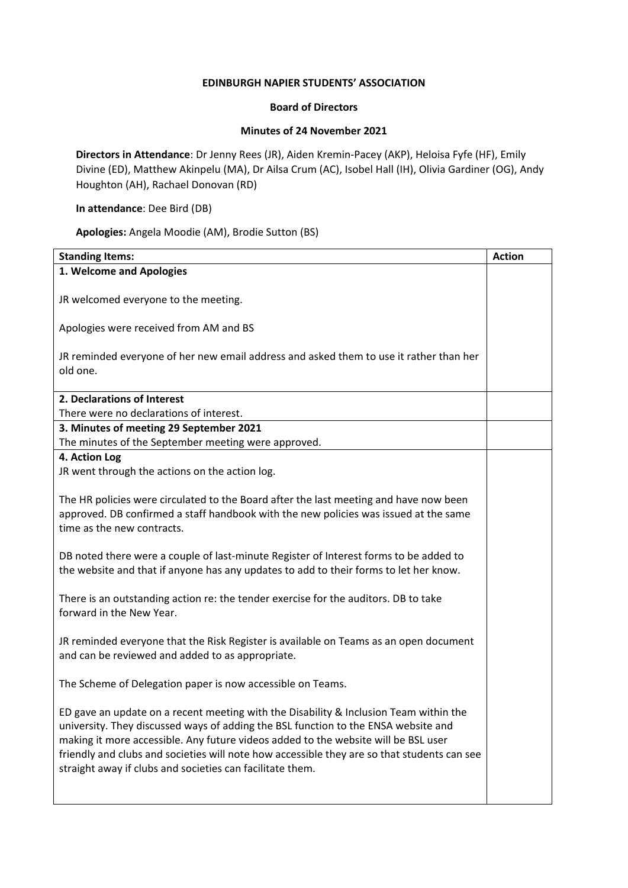**EDINBURGH NAPIER STUDENTS' ASSOCIATION**

**Board of Directors**

**Minutes of 24 November 2021**

**Directors in Attendance**: Dr Jenny Rees (JR), Aiden Kremin-Pacey (AKP), Heloisa Fyfe (HF), Emily Divine (ED), Matthew Akinpelu (MA), Dr Ailsa Crum (AC), Isobel Hall (IH), Olivia Gardiner (OG), Andy Houghton (AH), Rachael Donovan (RD)

**In attendance**: Dee Bird (DB)

**Apologies:** Angela Moodie (AM), Brodie Sutton (BS)

| **Standing Items:** | **Action** |
| --- | --- |
| **1. Welcome and Apologies**<br><br>JR welcomed everyone to the meeting.<br><br>Apologies were received from AM and BS<br><br>JR reminded everyone of her new email address and asked them to use it rather than her old one. | |
| **2. Declarations of Interest**<br>There were no declarations of interest. | |
| **3. Minutes of meeting 29 September 2021**<br>The minutes of the September meeting were approved. | |
| **4. Action Log**<br>JR went through the actions on the action log.<br><br>The HR policies were circulated to the Board after the last meeting and have now been approved. DB confirmed a staff handbook with the new policies was issued at the same time as the new contracts.<br><br>DB noted there were a couple of last-minute Register of Interest forms to be added to the website and that if anyone has any updates to add to their forms to let her know.<br><br>There is an outstanding action re: the tender exercise for the auditors. DB to take forward in the New Year.<br><br>JR reminded everyone that the Risk Register is available on Teams as an open document and can be reviewed and added to as appropriate.<br><br>The Scheme of Delegation paper is now accessible on Teams.<br><br>ED gave an update on a recent meeting with the Disability & Inclusion Team within the university. They discussed ways of adding the BSL function to the ENSA website and making it more accessible. Any future videos added to the website will be BSL user friendly and clubs and societies will note how accessible they are so that students can see straight away if clubs and societies can facilitate them. | |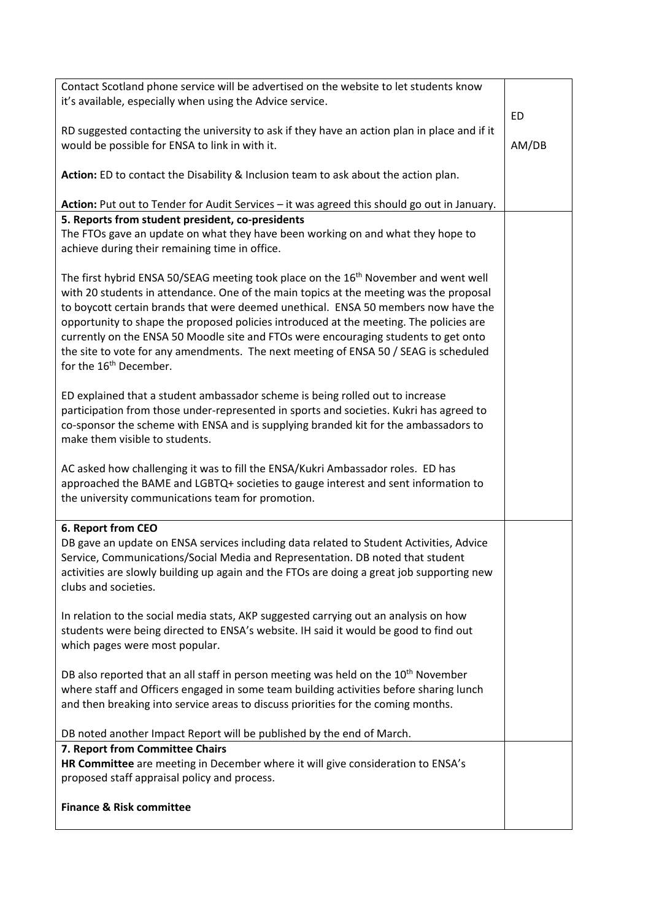| | |
|---|---|
| Contact Scotland phone service will be advertised on the website to let students know it's available, especially when using the Advice service.<br><br>RD suggested contacting the university to ask if they have an action plan in place and if it would be possible for ENSA to link in with it.<br><br>**Action:** ED to contact the Disability & Inclusion team to ask about the action plan.<br><br>**Action:** Put out to Tender for Audit Services – it was agreed this should go out in January. | ED<br><br>AM/DB |
| **5. Reports from student president, co-presidents**<br>The FTOs gave an update on what they have been working on and what they hope to achieve during their remaining time in office.<br><br>The first hybrid ENSA 50/SEAG meeting took place on the 16th November and went well with 20 students in attendance. One of the main topics at the meeting was the proposal to boycott certain brands that were deemed unethical. ENSA 50 members now have the opportunity to shape the proposed policies introduced at the meeting. The policies are currently on the ENSA 50 Moodle site and FTOs were encouraging students to get onto the site to vote for any amendments. The next meeting of ENSA 50 / SEAG is scheduled for the 16th December.<br><br>ED explained that a student ambassador scheme is being rolled out to increase participation from those under-represented in sports and societies. Kukri has agreed to co-sponsor the scheme with ENSA and is supplying branded kit for the ambassadors to make them visible to students.<br><br>AC asked how challenging it was to fill the ENSA/Kukri Ambassador roles. ED has approached the BAME and LGBTQ+ societies to gauge interest and sent information to the university communications team for promotion. | |
| **6. Report from CEO**<br>DB gave an update on ENSA services including data related to Student Activities, Advice Service, Communications/Social Media and Representation. DB noted that student activities are slowly building up again and the FTOs are doing a great job supporting new clubs and societies.<br><br>In relation to the social media stats, AKP suggested carrying out an analysis on how students were being directed to ENSA's website. IH said it would be good to find out which pages were most popular.<br><br>DB also reported that an all staff in person meeting was held on the 10th November where staff and Officers engaged in some team building activities before sharing lunch and then breaking into service areas to discuss priorities for the coming months.<br><br>DB noted another Impact Report will be published by the end of March. | |
| **7. Report from Committee Chairs**<br>**HR Committee** are meeting in December where it will give consideration to ENSA's proposed staff appraisal policy and process.<br><br>**Finance & Risk committee** | |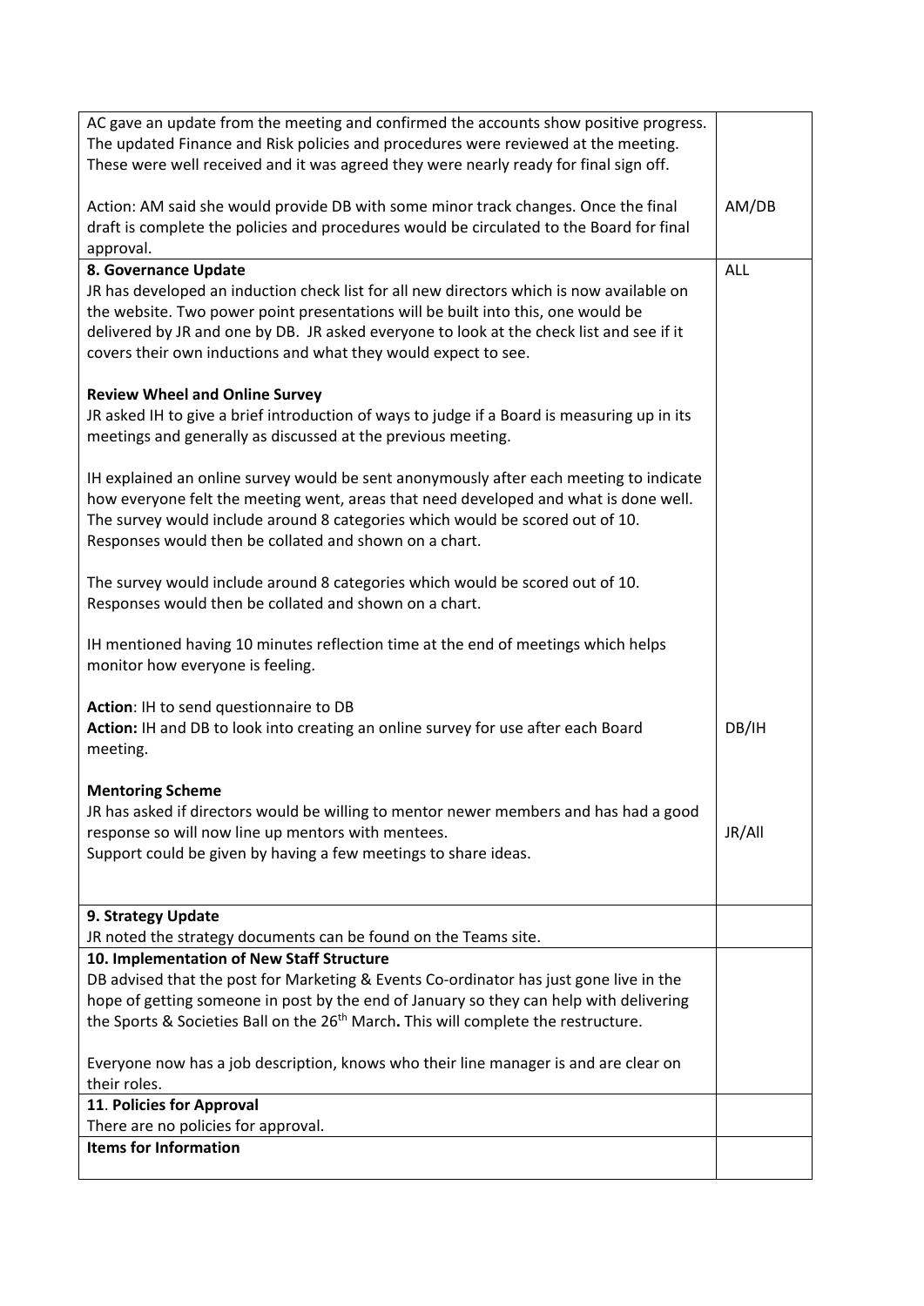| | |
|---|---|
| AC gave an update from the meeting and confirmed the accounts show positive progress. The updated Finance and Risk policies and procedures were reviewed at the meeting. These were well received and it was agreed they were nearly ready for final sign off.<br><br>Action: AM said she would provide DB with some minor track changes. Once the final draft is complete the policies and procedures would be circulated to the Board for final approval. | AM/DB |
| **8. Governance Update**<br>JR has developed an induction check list for all new directors which is now available on the website. Two power point presentations will be built into this, one would be delivered by JR and one by DB. JR asked everyone to look at the check list and see if it covers their own inductions and what they would expect to see.<br><br>**Review Wheel and Online Survey**<br>JR asked IH to give a brief introduction of ways to judge if a Board is measuring up in its meetings and generally as discussed at the previous meeting.<br><br>IH explained an online survey would be sent anonymously after each meeting to indicate how everyone felt the meeting went, areas that need developed and what is done well. The survey would include around 8 categories which would be scored out of 10. Responses would then be collated and shown on a chart.<br><br>The survey would include around 8 categories which would be scored out of 10. Responses would then be collated and shown on a chart.<br><br>IH mentioned having 10 minutes reflection time at the end of meetings which helps monitor how everyone is feeling.<br><br>**Action**: IH to send questionnaire to DB<br>**Action:** IH and DB to look into creating an online survey for use after each Board meeting.<br><br>**Mentoring Scheme**<br>JR has asked if directors would be willing to mentor newer members and has had a good response so will now line up mentors with mentees.<br>Support could be given by having a few meetings to share ideas. | ALL<br><br>DB/IH<br><br>JR/All |
| **9. Strategy Update**<br>JR noted the strategy documents can be found on the Teams site. | |
| **10. Implementation of New Staff Structure**<br>DB advised that the post for Marketing & Events Co-ordinator has just gone live in the hope of getting someone in post by the end of January so they can help with delivering the Sports & Societies Ball on the 26th March. This will complete the restructure.<br><br>Everyone now has a job description, knows who their line manager is and are clear on their roles. | |
| **11. Policies for Approval**<br>There are no policies for approval. | |
| **Items for Information** | |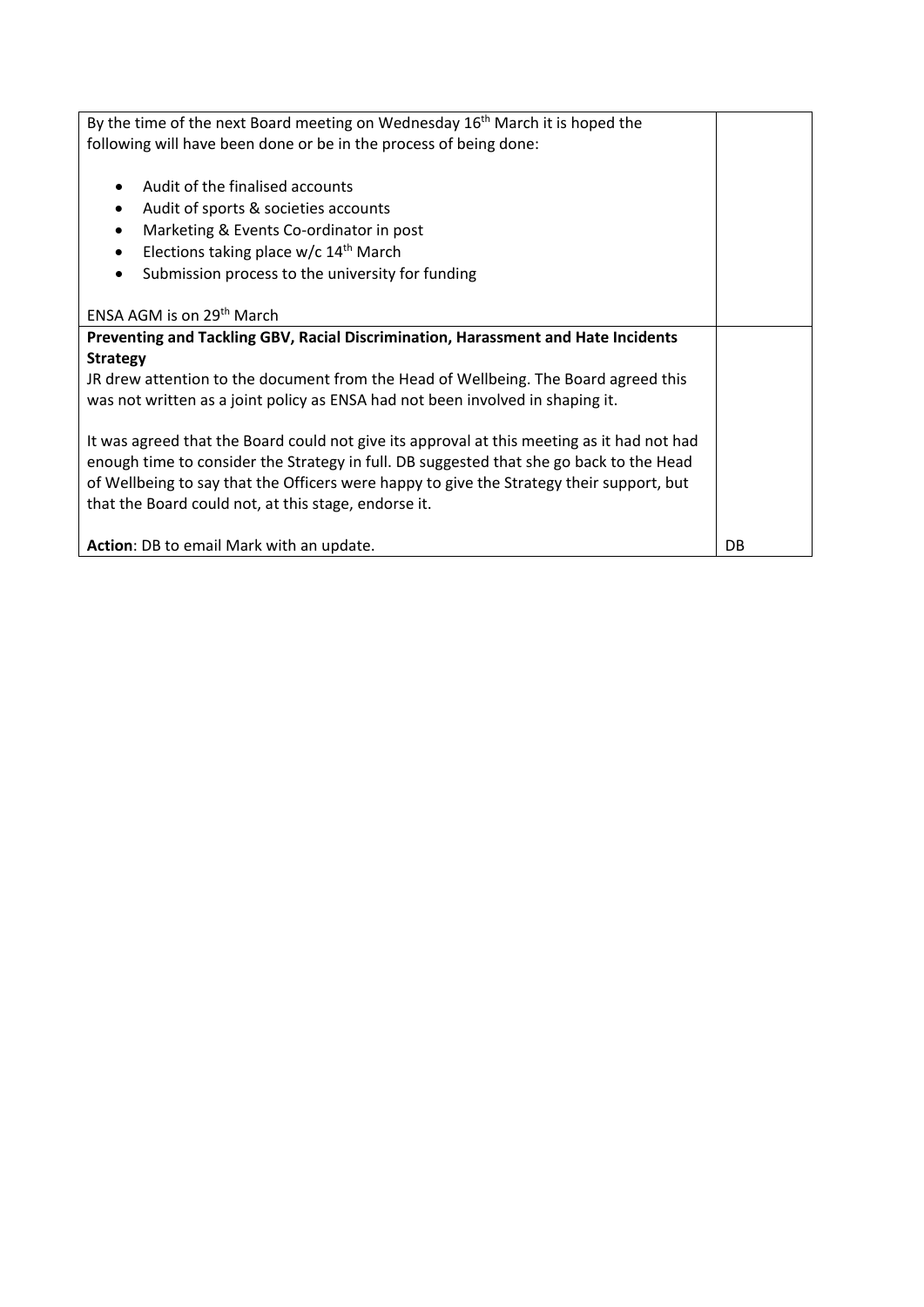| | |
|---|---|
| By the time of the next Board meeting on Wednesday 16th March it is hoped the following will have been done or be in the process of being done:<br><br>• Audit of the finalised accounts<br>• Audit of sports & societies accounts<br>• Marketing & Events Co-ordinator in post<br>• Elections taking place w/c 14th March<br>• Submission process to the university for funding<br><br>ENSA AGM is on 29th March | |
| **Preventing and Tackling GBV, Racial Discrimination, Harassment and Hate Incidents Strategy**<br>JR drew attention to the document from the Head of Wellbeing. The Board agreed this was not written as a joint policy as ENSA had not been involved in shaping it.<br><br>It was agreed that the Board could not give its approval at this meeting as it had not had enough time to consider the Strategy in full. DB suggested that she go back to the Head of Wellbeing to say that the Officers were happy to give the Strategy their support, but that the Board could not, at this stage, endorse it.<br><br>**Action**: DB to email Mark with an update. | DB |